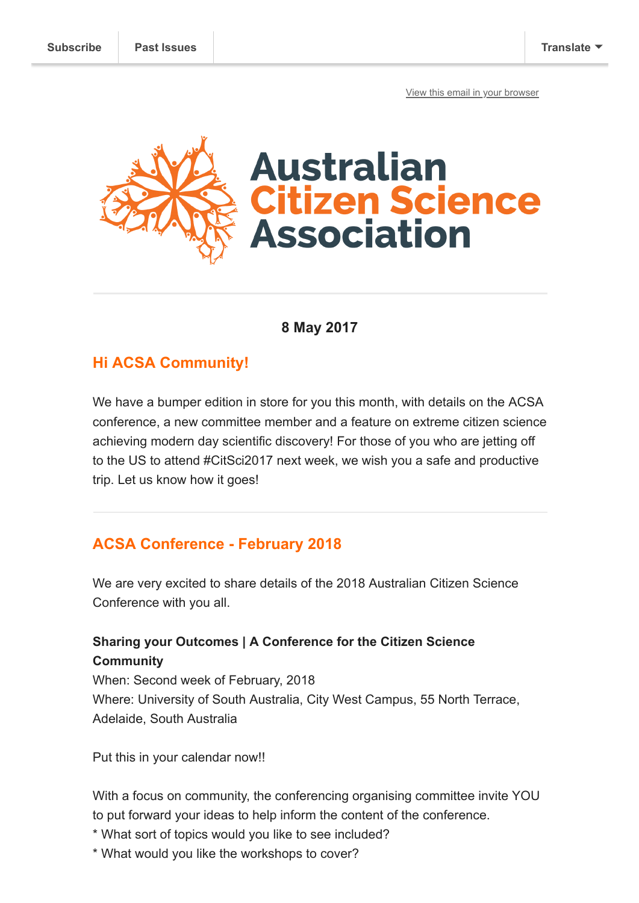Subscribe | Past Issues | Translate

View this email in your browser

# Australian Citizen Science Association

**8 May 2017**

## Hi ACSA Community!

We have a bumper edition in store for you this month, with details on the ACSA conference, a new committee member and a feature on extreme citizen science achieving modern day scientific discovery! For those of you who are jetting off to the US to attend #CitSci2017 next week, we wish you a safe and productive trip. Let us know how it goes!

---

## ACSA Conference - February 2018

We are very excited to share details of the 2018 Australian Citizen Science Conference with you all.

**Sharing your Outcomes | A Conference for the Citizen Science Community**
When: Second week of February, 2018
Where: University of South Australia, City West Campus, 55 North Terrace, Adelaide, South Australia

Put this in your calendar now!!

With a focus on community, the conferencing organising committee invite YOU to put forward your ideas to help inform the content of the conference.
* What sort of topics would you like to see included?
* What would you like the workshops to cover?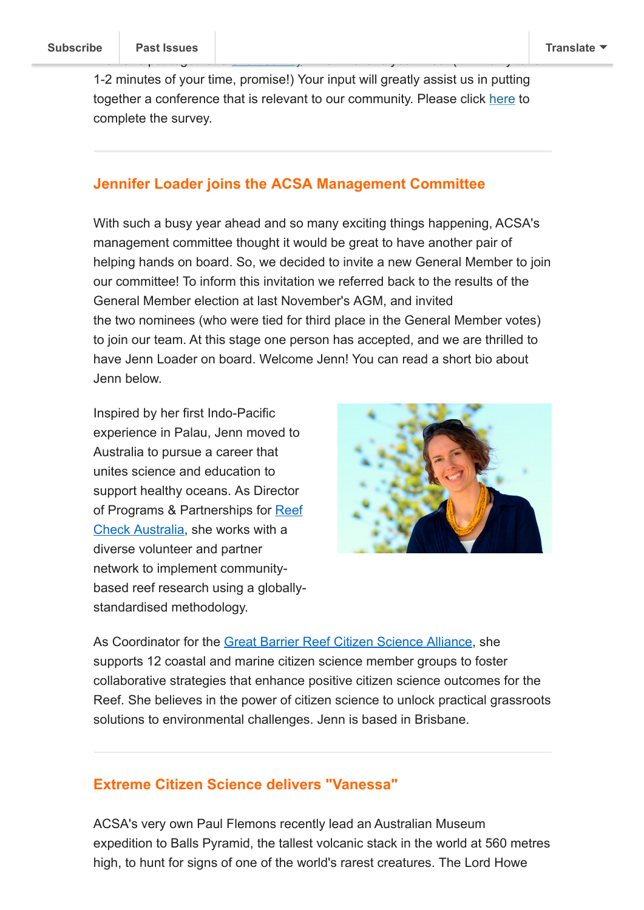1-2 minutes of your time, promise!) Your input will greatly assist us in putting together a conference that is relevant to our community. Please click here to complete the survey.

---

## Jennifer Loader joins the ACSA Management Committee

With such a busy year ahead and so many exciting things happening, ACSA's management committee thought it would be great to have another pair of helping hands on board. So, we decided to invite a new General Member to join our committee! To inform this invitation we referred back to the results of the General Member election at last November's AGM, and invited the two nominees (who were tied for third place in the General Member votes) to join our team. At this stage one person has accepted, and we are thrilled to have Jenn Loader on board. Welcome Jenn! You can read a short bio about Jenn below.

Inspired by her first Indo-Pacific experience in Palau, Jenn moved to Australia to pursue a career that unites science and education to support healthy oceans. As Director of Programs & Partnerships for Reef Check Australia, she works with a diverse volunteer and partner network to implement community-based reef research using a globally-standardised methodology.

As Coordinator for the Great Barrier Reef Citizen Science Alliance, she supports 12 coastal and marine citizen science member groups to foster collaborative strategies that enhance positive citizen science outcomes for the Reef. She believes in the power of citizen science to unlock practical grassroots solutions to environmental challenges. Jenn is based in Brisbane.

---

## Extreme Citizen Science delivers "Vanessa"

ACSA's very own Paul Flemons recently lead an Australian Museum expedition to Balls Pyramid, the tallest volcanic stack in the world at 560 metres high, to hunt for signs of one of the world's rarest creatures. The Lord Howe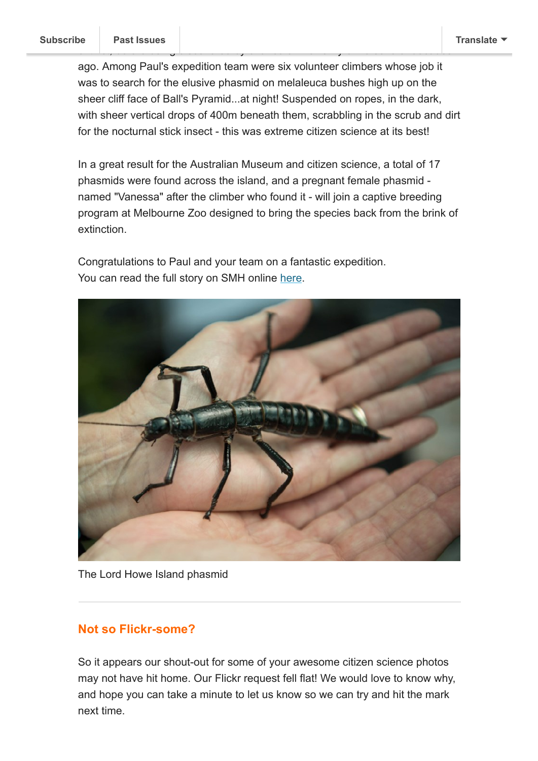ago. Among Paul's expedition team were six volunteer climbers whose job it was to search for the elusive phasmid on melaleuca bushes high up on the sheer cliff face of Ball's Pyramid...at night! Suspended on ropes, in the dark, with sheer vertical drops of 400m beneath them, scrabbling in the scrub and dirt for the nocturnal stick insect - this was extreme citizen science at its best!

In a great result for the Australian Museum and citizen science, a total of 17 phasmids were found across the island, and a pregnant female phasmid - named "Vanessa" after the climber who found it - will join a captive breeding program at Melbourne Zoo designed to bring the species back from the brink of extinction.

Congratulations to Paul and your team on a fantastic expedition.
You can read the full story on SMH online [here](here).

The Lord Howe Island phasmid

---

## Not so Flickr-some?

So it appears our shout-out for some of your awesome citizen science photos may not have hit home. Our Flickr request fell flat! We would love to know why, and hope you can take a minute to let us know so we can try and hit the mark next time.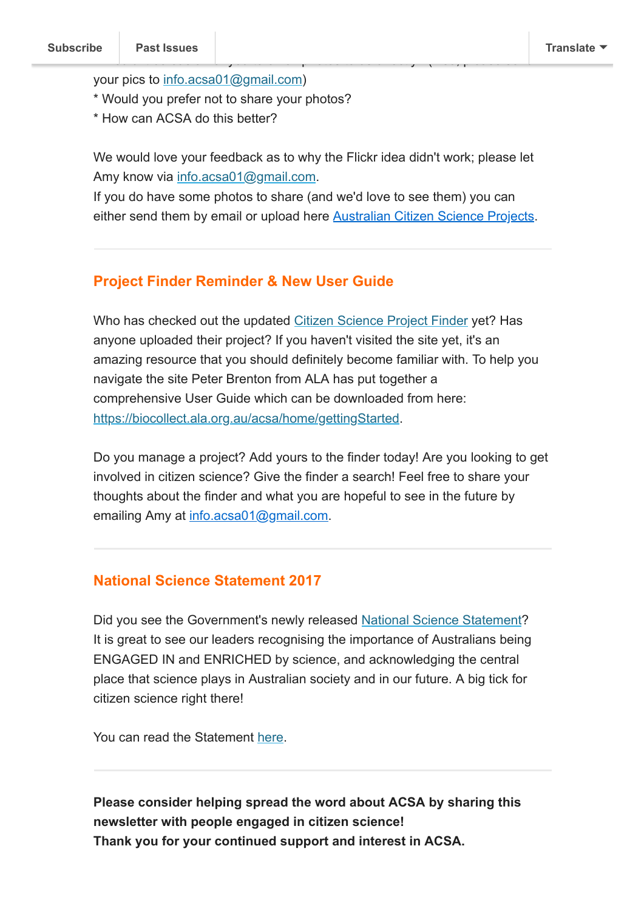your pics to info.acsa01@gmail.com)
* Would you prefer not to share your photos?
* How can ACSA do this better?

We would love your feedback as to why the Flickr idea didn't work; please let Amy know via info.acsa01@gmail.com.
If you do have some photos to share (and we'd love to see them) you can either send them by email or upload here Australian Citizen Science Projects.

## Project Finder Reminder & New User Guide

Who has checked out the updated Citizen Science Project Finder yet? Has anyone uploaded their project? If you haven't visited the site yet, it's an amazing resource that you should definitely become familiar with. To help you navigate the site Peter Brenton from ALA has put together a comprehensive User Guide which can be downloaded from here: https://biocollect.ala.org.au/acsa/home/gettingStarted.

Do you manage a project? Add yours to the finder today! Are you looking to get involved in citizen science? Give the finder a search! Feel free to share your thoughts about the finder and what you are hopeful to see in the future by emailing Amy at info.acsa01@gmail.com.

## National Science Statement 2017

Did you see the Government's newly released National Science Statement? It is great to see our leaders recognising the importance of Australians being ENGAGED IN and ENRICHED by science, and acknowledging the central place that science plays in Australian society and in our future. A big tick for citizen science right there!

You can read the Statement here.

**Please consider helping spread the word about ACSA by sharing this newsletter with people engaged in citizen science!**
**Thank you for your continued support and interest in ACSA.**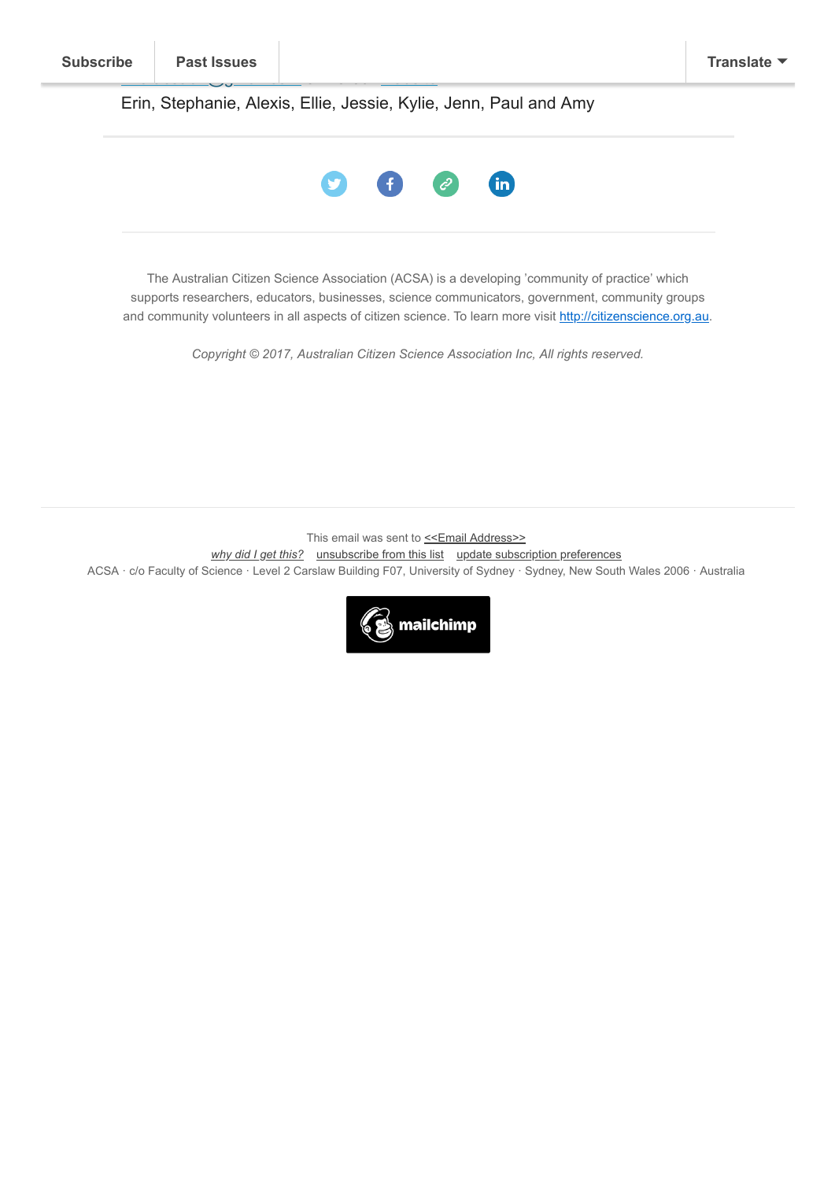Erin, Stephanie, Alexis, Ellie, Jessie, Kylie, Jenn, Paul and Amy

---

The Australian Citizen Science Association (ACSA) is a developing 'community of practice' which supports researchers, educators, businesses, science communicators, government, community groups and community volunteers in all aspects of citizen science. To learn more visit http://citizenscience.org.au.

*Copyright © 2017, Australian Citizen Science Association Inc, All rights reserved.*

---

This email was sent to <<Email Address>>

*why did I get this?* unsubscribe from this list update subscription preferences

ACSA · c/o Faculty of Science · Level 2 Carslaw Building F07, University of Sydney · Sydney, New South Wales 2006 · Australia